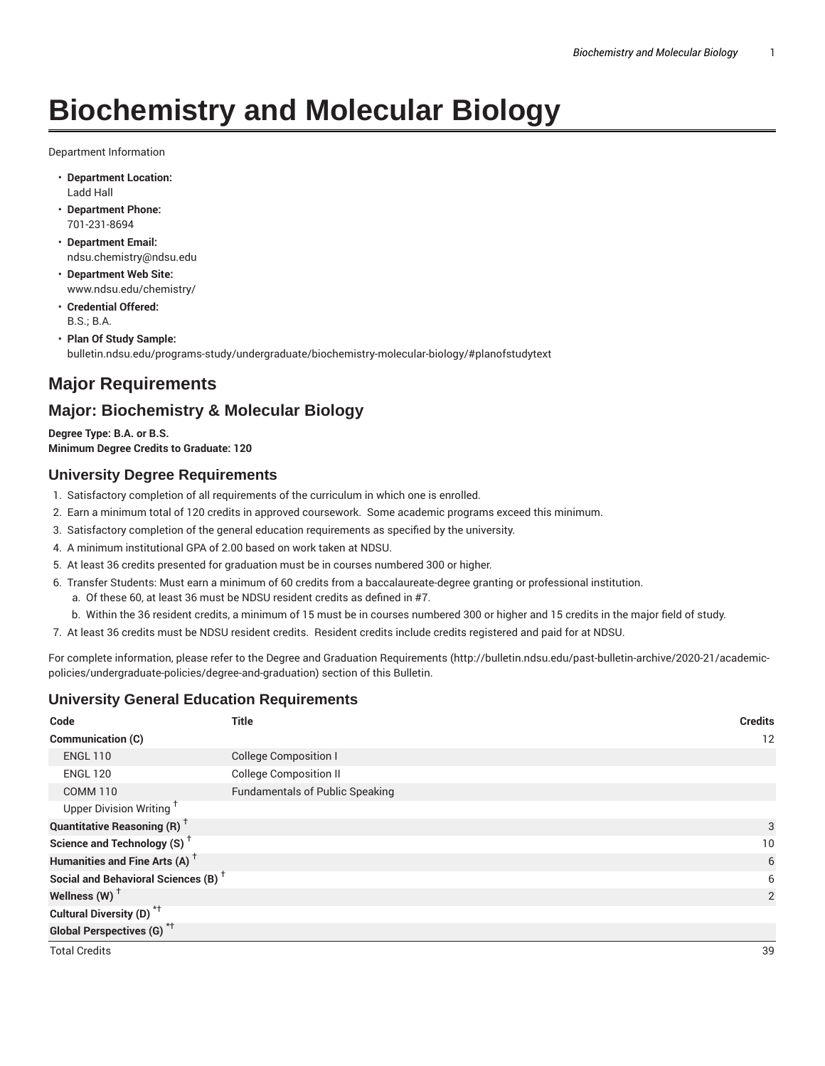# Biochemistry and Molecular Biology

Department Information

- **Department Location:**
  Ladd Hall
- **Department Phone:**
  701-231-8694
- **Department Email:**
  ndsu.chemistry@ndsu.edu
- **Department Web Site:**
  www.ndsu.edu/chemistry/
- **Credential Offered:**
  B.S.; B.A.
- **Plan Of Study Sample:**
  bulletin.ndsu.edu/programs-study/undergraduate/biochemistry-molecular-biology/#planofstudytext

## Major Requirements

## Major: Biochemistry & Molecular Biology

**Degree Type: B.A. or B.S.**
**Minimum Degree Credits to Graduate: 120**

### University Degree Requirements

1. Satisfactory completion of all requirements of the curriculum in which one is enrolled.
2. Earn a minimum total of 120 credits in approved coursework. Some academic programs exceed this minimum.
3. Satisfactory completion of the general education requirements as specified by the university.
4. A minimum institutional GPA of 2.00 based on work taken at NDSU.
5. At least 36 credits presented for graduation must be in courses numbered 300 or higher.
6. Transfer Students: Must earn a minimum of 60 credits from a baccalaureate-degree granting or professional institution.
   a. Of these 60, at least 36 must be NDSU resident credits as defined in #7.
   b. Within the 36 resident credits, a minimum of 15 must be in courses numbered 300 or higher and 15 credits in the major field of study.
7. At least 36 credits must be NDSU resident credits. Resident credits include credits registered and paid for at NDSU.

For complete information, please refer to the Degree and Graduation Requirements (http://bulletin.ndsu.edu/past-bulletin-archive/2020-21/academic-policies/undergraduate-policies/degree-and-graduation) section of this Bulletin.

### University General Education Requirements

| Code | Title | Credits |
|---|---|---|
| **Communication (C)** | | 12 |
| ENGL 110 | College Composition I | |
| ENGL 120 | College Composition II | |
| COMM 110 | Fundamentals of Public Speaking | |
| Upper Division Writing † | | |
| **Quantitative Reasoning (R) †** | | 3 |
| **Science and Technology (S) †** | | 10 |
| **Humanities and Fine Arts (A) †** | | 6 |
| **Social and Behavioral Sciences (B) †** | | 6 |
| **Wellness (W) †** | | 2 |
| **Cultural Diversity (D) *†** | | |
| **Global Perspectives (G) *†** | | |
| Total Credits | | 39 |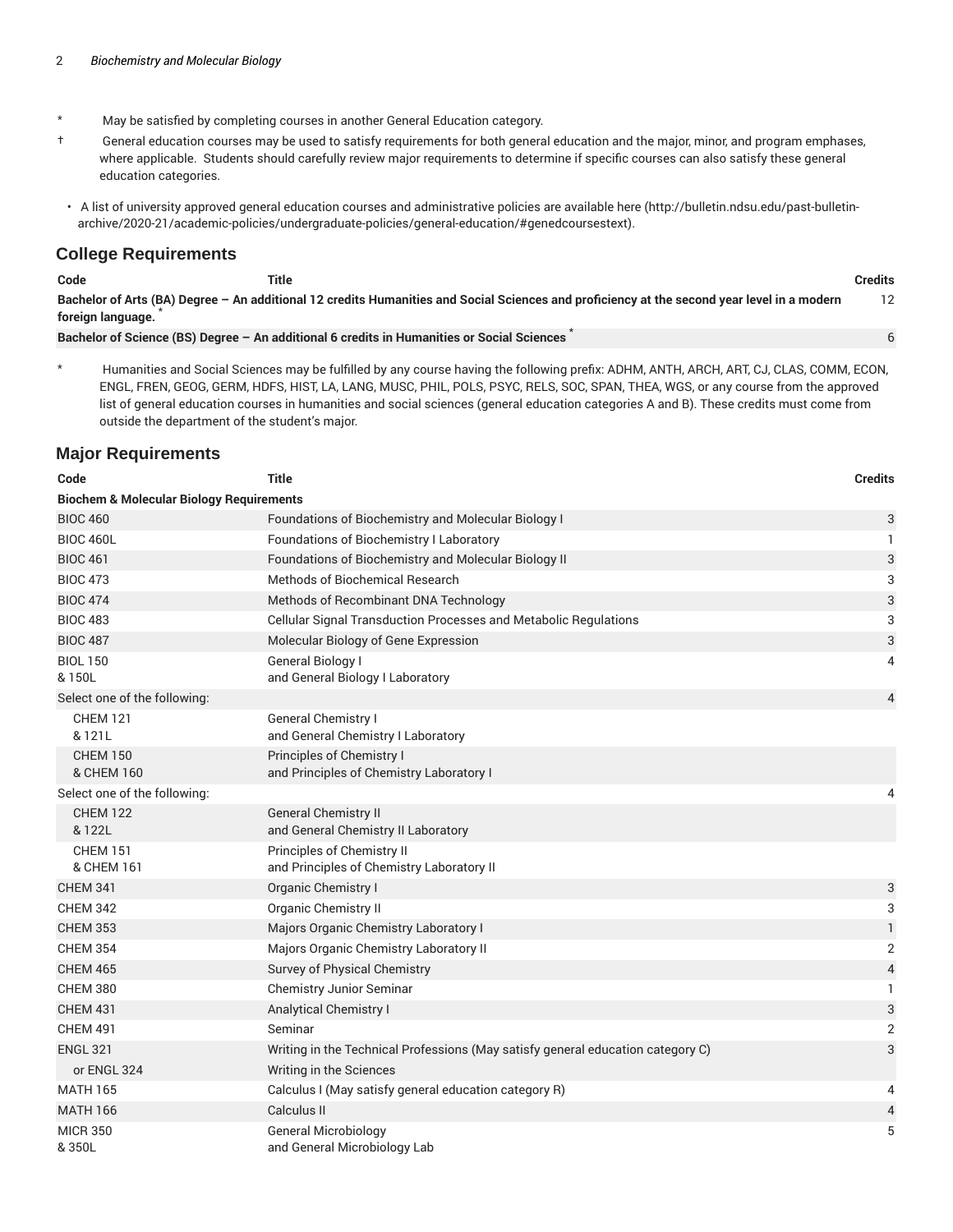- \* May be satisfied by completing courses in another General Education category.
- † General education courses may be used to satisfy requirements for both general education and the major, minor, and program emphases, where applicable. Students should carefully review major requirements to determine if specific courses can also satisfy these general education categories.

- A list of university approved general education courses and administrative policies are available here (http://bulletin.ndsu.edu/past-bulletin-archive/2020-21/academic-policies/undergraduate-policies/general-education/#genedcoursestext).

## College Requirements

| Code | Title | Credits |
| --- | --- | --- |
| **Bachelor of Arts (BA) Degree – An additional 12 credits Humanities and Social Sciences and proficiency at the second year level in a modern foreign language.** * | | 12 |
| **Bachelor of Science (BS) Degree – An additional 6 credits in Humanities or Social Sciences** * | | 6 |

\* Humanities and Social Sciences may be fulfilled by any course having the following prefix: ADHM, ANTH, ARCH, ART, CJ, CLAS, COMM, ECON, ENGL, FREN, GEOG, GERM, HDFS, HIST, LA, LANG, MUSC, PHIL, POLS, PSYC, RELS, SOC, SPAN, THEA, WGS, or any course from the approved list of general education courses in humanities and social sciences (general education categories A and B). These credits must come from outside the department of the student's major.

## Major Requirements

| Code | Title | Credits |
| --- | --- | --- |
| **Biochem & Molecular Biology Requirements** | | |
| BIOC 460 | Foundations of Biochemistry and Molecular Biology I | 3 |
| BIOC 460L | Foundations of Biochemistry I Laboratory | 1 |
| BIOC 461 | Foundations of Biochemistry and Molecular Biology II | 3 |
| BIOC 473 | Methods of Biochemical Research | 3 |
| BIOC 474 | Methods of Recombinant DNA Technology | 3 |
| BIOC 483 | Cellular Signal Transduction Processes and Metabolic Regulations | 3 |
| BIOC 487 | Molecular Biology of Gene Expression | 3 |
| BIOL 150 & 150L | General Biology I and General Biology I Laboratory | 4 |
| Select one of the following: | | 4 |
| CHEM 121 & 121L | General Chemistry I and General Chemistry I Laboratory | |
| CHEM 150 & CHEM 160 | Principles of Chemistry I and Principles of Chemistry Laboratory I | |
| Select one of the following: | | 4 |
| CHEM 122 & 122L | General Chemistry II and General Chemistry II Laboratory | |
| CHEM 151 & CHEM 161 | Principles of Chemistry II and Principles of Chemistry Laboratory II | |
| CHEM 341 | Organic Chemistry I | 3 |
| CHEM 342 | Organic Chemistry II | 3 |
| CHEM 353 | Majors Organic Chemistry Laboratory I | 1 |
| CHEM 354 | Majors Organic Chemistry Laboratory II | 2 |
| CHEM 465 | Survey of Physical Chemistry | 4 |
| CHEM 380 | Chemistry Junior Seminar | 1 |
| CHEM 431 | Analytical Chemistry I | 3 |
| CHEM 491 | Seminar | 2 |
| ENGL 321 | Writing in the Technical Professions (May satisfy general education category C) | 3 |
| or ENGL 324 | Writing in the Sciences | |
| MATH 165 | Calculus I (May satisfy general education category R) | 4 |
| MATH 166 | Calculus II | 4 |
| MICR 350 & 350L | General Microbiology and General Microbiology Lab | 5 |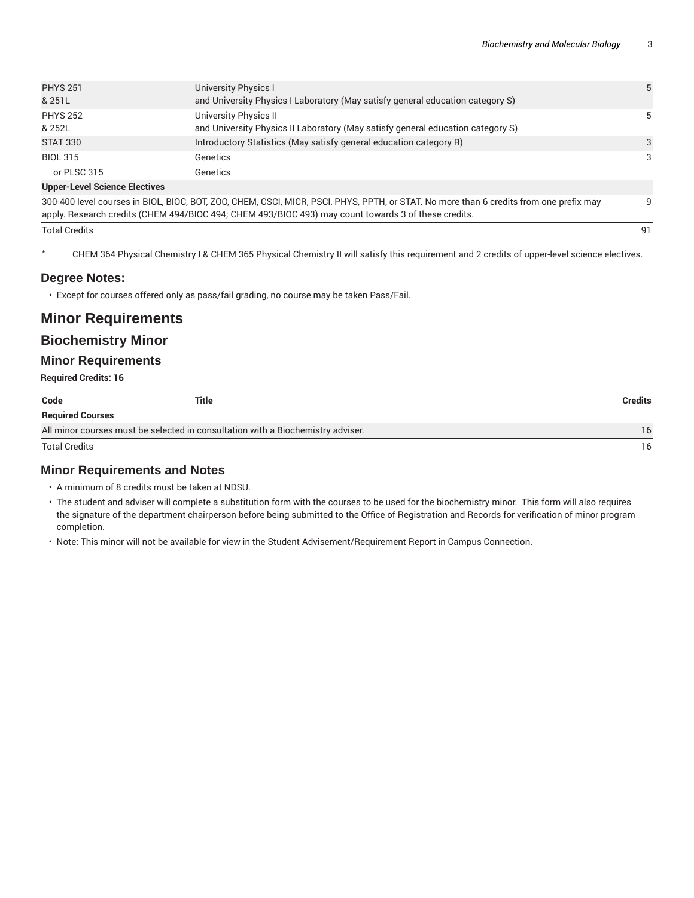| | | |
|---|---|---|
| PHYS 251 & 251L | University Physics I and University Physics I Laboratory (May satisfy general education category S) | 5 |
| PHYS 252 & 252L | University Physics II and University Physics II Laboratory (May satisfy general education category S) | 5 |
| STAT 330 | Introductory Statistics (May satisfy general education category R) | 3 |
| BIOL 315 | Genetics | 3 |
| or PLSC 315 | Genetics | |
| **Upper-Level Science Electives** | | |
| 300-400 level courses in BIOL, BIOC, BOT, ZOO, CHEM, CSCI, MICR, PSCI, PHYS, PPTH, or STAT. No more than 6 credits from one prefix may apply. Research credits (CHEM 494/BIOC 494; CHEM 493/BIOC 493) may count towards 3 of these credits. | | 9 |
| Total Credits | | 91 |

\* CHEM 364 Physical Chemistry I & CHEM 365 Physical Chemistry II will satisfy this requirement and 2 credits of upper-level science electives.

### Degree Notes:

- Except for courses offered only as pass/fail grading, no course may be taken Pass/Fail.

## Minor Requirements

### Biochemistry Minor

### Minor Requirements

**Required Credits: 16**

| Code | Title | Credits |
|---|---|---|
| **Required Courses** | | |
| All minor courses must be selected in consultation with a Biochemistry adviser. | | 16 |
| Total Credits | | 16 |

### Minor Requirements and Notes

- A minimum of 8 credits must be taken at NDSU.
- The student and adviser will complete a substitution form with the courses to be used for the biochemistry minor. This form will also requires the signature of the department chairperson before being submitted to the Office of Registration and Records for verification of minor program completion.
- Note: This minor will not be available for view in the Student Advisement/Requirement Report in Campus Connection.